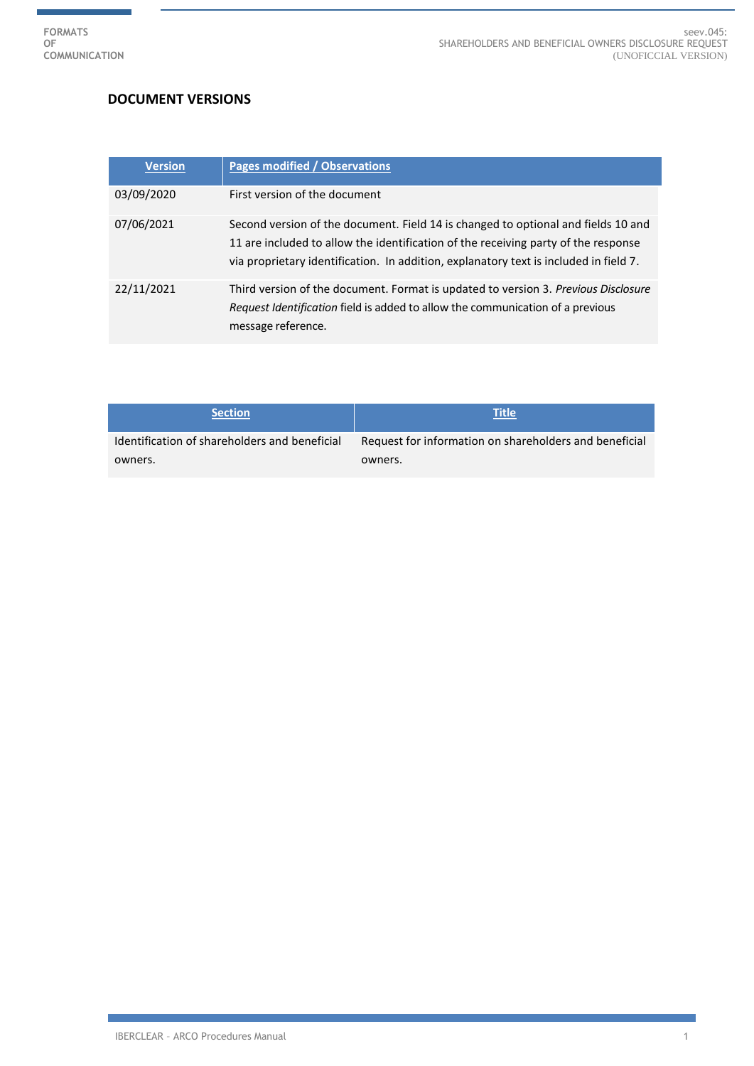## DOCUMENT VERSIONS

| Version | Pages modified / Observations |
|---|---|
| 03/09/2020 | First version of the document |
| 07/06/2021 | Second version of the document. Field 14 is changed to optional and fields 10 and 11 are included to allow the identification of the receiving party of the response via proprietary identification. In addition, explanatory text is included in field 7. |
| 22/11/2021 | Third version of the document. Format is updated to version 3. *Previous Disclosure Request Identification* field is added to allow the communication of a previous message reference. |

| Section | Title |
|---|---|
| Identification of shareholders and beneficial owners. | Request for information on shareholders and beneficial owners. |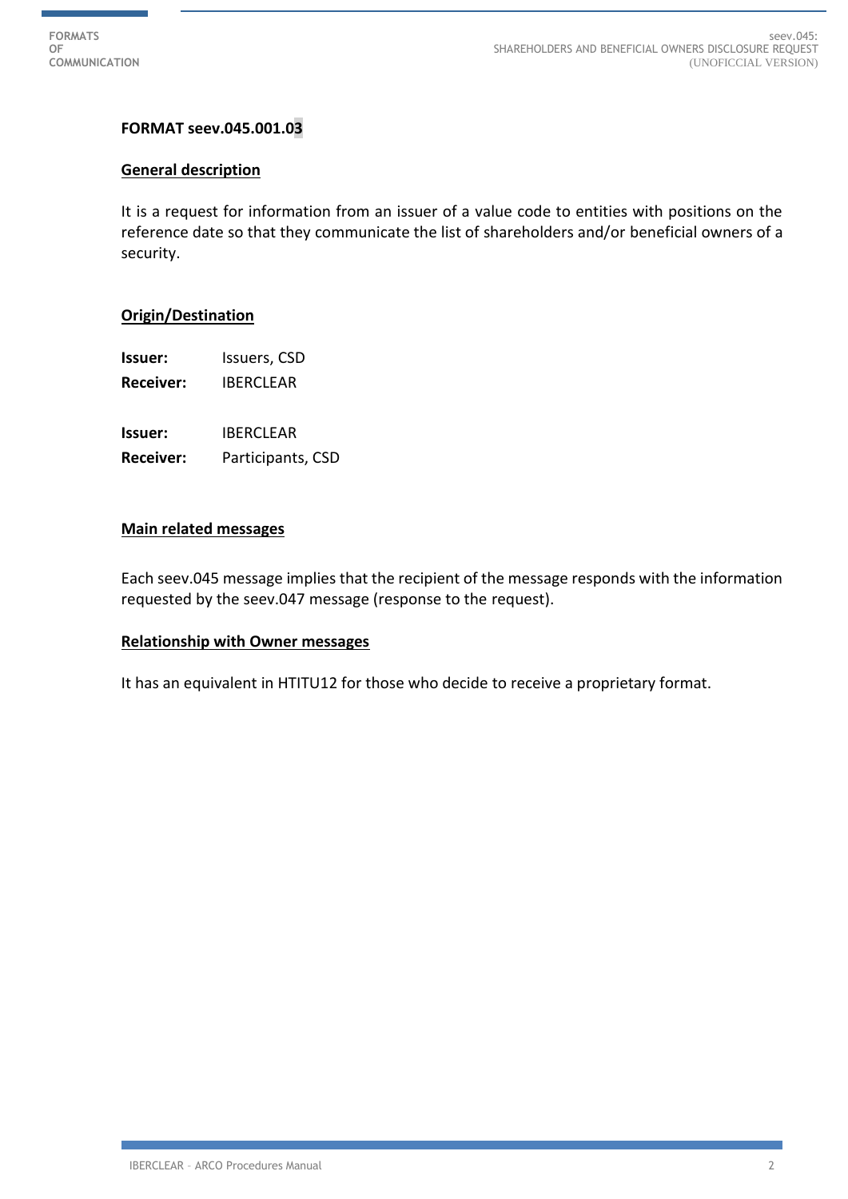**FORMAT seev.045.001.03**

**General description**

It is a request for information from an issuer of a value code to entities with positions on the reference date so that they communicate the list of shareholders and/or beneficial owners of a security.

**Origin/Destination**

**Issuer:** Issuers, CSD
**Receiver:** IBERCLEAR

**Issuer:** IBERCLEAR
**Receiver:** Participants, CSD

**Main related messages**

Each seev.045 message implies that the recipient of the message responds with the information requested by the seev.047 message (response to the request).

**Relationship with Owner messages**

It has an equivalent in HTITU12 for those who decide to receive a proprietary format.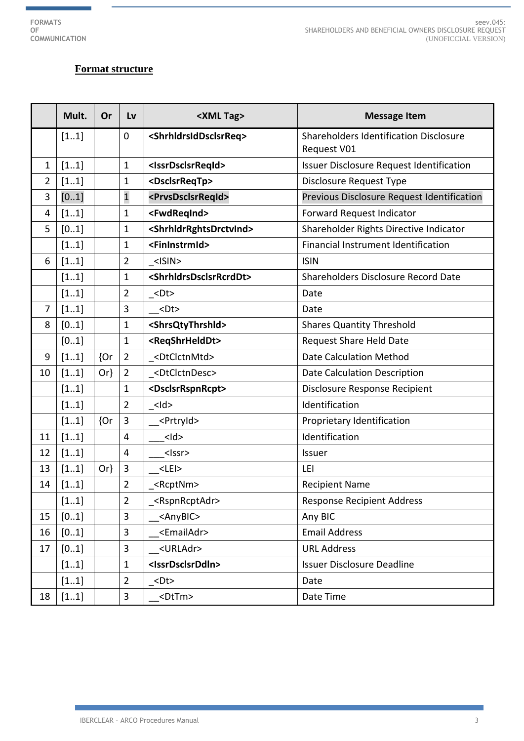## Format structure

| | Mult. | Or | Lv | <XML Tag> | Message Item |
|---|---|---|---|---|---|
| | [1..1] | | 0 | **<ShrhldrsIdDsclsrReq>** | Shareholders Identification Disclosure Request V01 |
| 1 | [1..1] | | 1 | **<IssrDsclsrReqId>** | Issuer Disclosure Request Identification |
| 2 | [1..1] | | 1 | **<DsclsrReqTp>** | Disclosure Request Type |
| 3 | [0..1] | | 1 | **<PrvsDsclsrReqId>** | Previous Disclosure Request Identification |
| 4 | [1..1] | | 1 | **<FwdReqInd>** | Forward Request Indicator |
| 5 | [0..1] | | 1 | **<ShrhldrRghtsDrctvInd>** | Shareholder Rights Directive Indicator |
| | [1..1] | | 1 | **<FinInstrmId>** | Financial Instrument Identification |
| 6 | [1..1] | | 2 | _<ISIN> | ISIN |
| | [1..1] | | 1 | **<ShrhldrsDsclsrRcrdDt>** | Shareholders Disclosure Record Date |
| | [1..1] | | 2 | _<Dt> | Date |
| 7 | [1..1] | | 3 | __<Dt> | Date |
| 8 | [0..1] | | 1 | **<ShrsQtyThrshld>** | Shares Quantity Threshold |
| | [0..1] | | 1 | **<ReqShrHeldDt>** | Request Share Held Date |
| 9 | [1..1] | {Or | 2 | _<DtClctnMtd> | Date Calculation Method |
| 10 | [1..1] | Or} | 2 | _<DtClctnDesc> | Date Calculation Description |
| | [1..1] | | 1 | **<DsclsrRspnRcpt>** | Disclosure Response Recipient |
| | [1..1] | | 2 | _<Id> | Identification |
| | [1..1] | {Or | 3 | __<PrtryId> | Proprietary Identification |
| 11 | [1..1] | | 4 | ___<Id> | Identification |
| 12 | [1..1] | | 4 | ___<Issr> | Issuer |
| 13 | [1..1] | Or} | 3 | __<LEI> | LEI |
| 14 | [1..1] | | 2 | _<RcptNm> | Recipient Name |
| | [1..1] | | 2 | _<RspnRcptAdr> | Response Recipient Address |
| 15 | [0..1] | | 3 | __<AnyBIC> | Any BIC |
| 16 | [0..1] | | 3 | __<EmailAdr> | Email Address |
| 17 | [0..1] | | 3 | __<URLAdr> | URL Address |
| | [1..1] | | 1 | **<IssrDsclsrDdln>** | Issuer Disclosure Deadline |
| | [1..1] | | 2 | _<Dt> | Date |
| 18 | [1..1] | | 3 | __<DtTm> | Date Time |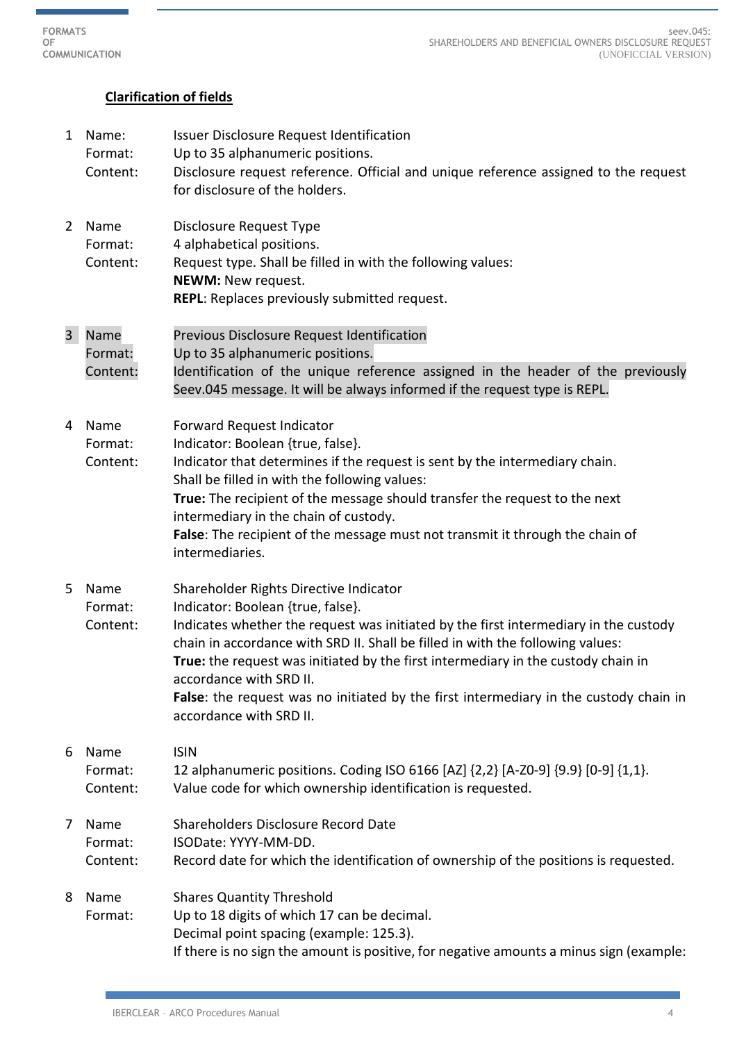## Clarification of fields

1 Name: Issuer Disclosure Request Identification
Format: Up to 35 alphanumeric positions.
Content: Disclosure request reference. Official and unique reference assigned to the request for disclosure of the holders.

2 Name Disclosure Request Type
Format: 4 alphabetical positions.
Content: Request type. Shall be filled in with the following values:
**NEWM:** New request.
**REPL**: Replaces previously submitted request.

3 Name Previous Disclosure Request Identification
Format: Up to 35 alphanumeric positions.
Content: Identification of the unique reference assigned in the header of the previously Seev.045 message. It will be always informed if the request type is REPL.

4 Name Forward Request Indicator
Format: Indicator: Boolean {true, false}.
Content: Indicator that determines if the request is sent by the intermediary chain.
Shall be filled in with the following values:
**True:** The recipient of the message should transfer the request to the next intermediary in the chain of custody.
**False**: The recipient of the message must not transmit it through the chain of intermediaries.

5 Name Shareholder Rights Directive Indicator
Format: Indicator: Boolean {true, false}.
Content: Indicates whether the request was initiated by the first intermediary in the custody chain in accordance with SRD II. Shall be filled in with the following values:
**True:** the request was initiated by the first intermediary in the custody chain in accordance with SRD II.
**False**: the request was no initiated by the first intermediary in the custody chain in accordance with SRD II.

6 Name ISIN
Format: 12 alphanumeric positions. Coding ISO 6166 [AZ] {2,2} [A-Z0-9] {9.9} [0-9] {1,1}.
Content: Value code for which ownership identification is requested.

7 Name Shareholders Disclosure Record Date
Format: ISODate: YYYY-MM-DD.
Content: Record date for which the identification of ownership of the positions is requested.

8 Name Shares Quantity Threshold
Format: Up to 18 digits of which 17 can be decimal.
Decimal point spacing (example: 125.3).
If there is no sign the amount is positive, for negative amounts a minus sign (example: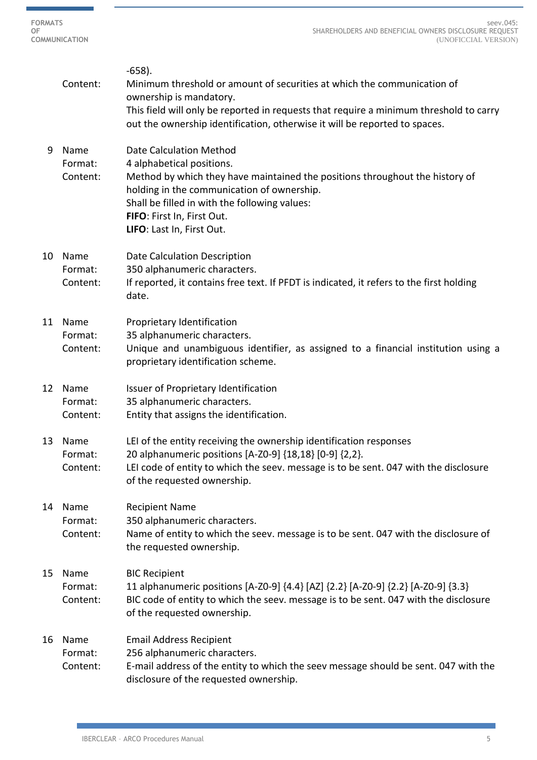-658).

Content: Minimum threshold or amount of securities at which the communication of ownership is mandatory.
This field will only be reported in requests that require a minimum threshold to carry out the ownership identification, otherwise it will be reported to spaces.

9 Name: Date Calculation Method
Format: 4 alphabetical positions.
Content: Method by which they have maintained the positions throughout the history of holding in the communication of ownership.
Shall be filled in with the following values:
**FIFO**: First In, First Out.
**LIFO**: Last In, First Out.

10 Name: Date Calculation Description
Format: 350 alphanumeric characters.
Content: If reported, it contains free text. If PFDT is indicated, it refers to the first holding date.

11 Name: Proprietary Identification
Format: 35 alphanumeric characters.
Content: Unique and unambiguous identifier, as assigned to a financial institution using a proprietary identification scheme.

12 Name: Issuer of Proprietary Identification
Format: 35 alphanumeric characters.
Content: Entity that assigns the identification.

13 Name: LEI of the entity receiving the ownership identification responses
Format: 20 alphanumeric positions [A-Z0-9] {18,18} [0-9] {2,2}.
Content: LEI code of entity to which the seev. message is to be sent. 047 with the disclosure of the requested ownership.

14 Name: Recipient Name
Format: 350 alphanumeric characters.
Content: Name of entity to which the seev. message is to be sent. 047 with the disclosure of the requested ownership.

15 Name: BIC Recipient
Format: 11 alphanumeric positions [A-Z0-9] {4.4} [AZ] {2.2} [A-Z0-9] {2.2} [A-Z0-9] {3.3}
Content: BIC code of entity to which the seev. message is to be sent. 047 with the disclosure of the requested ownership.

16 Name: Email Address Recipient
Format: 256 alphanumeric characters.
Content: E-mail address of the entity to which the seev message should be sent. 047 with the disclosure of the requested ownership.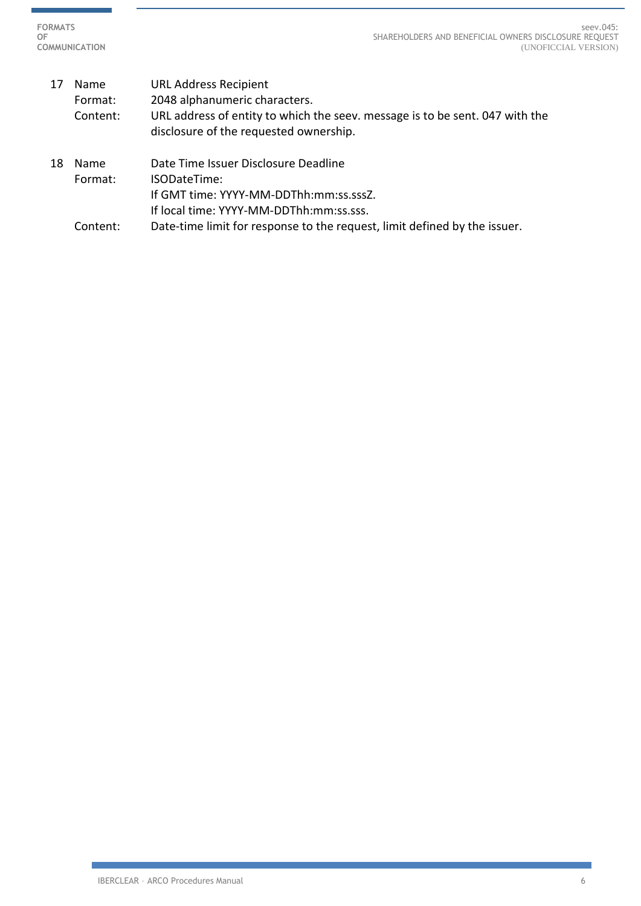| | | |
|---|---|---|
| 17 | Name | URL Address Recipient |
| | Format: | 2048 alphanumeric characters. |
| | Content: | URL address of entity to which the seev. message is to be sent. 047 with the disclosure of the requested ownership. |
| 18 | Name | Date Time Issuer Disclosure Deadline |
| | Format: | ISODateTime:<br>If GMT time: YYYY-MM-DDThh:mm:ss.sssZ.<br>If local time: YYYY-MM-DDThh:mm:ss.sss. |
| | Content: | Date-time limit for response to the request, limit defined by the issuer. |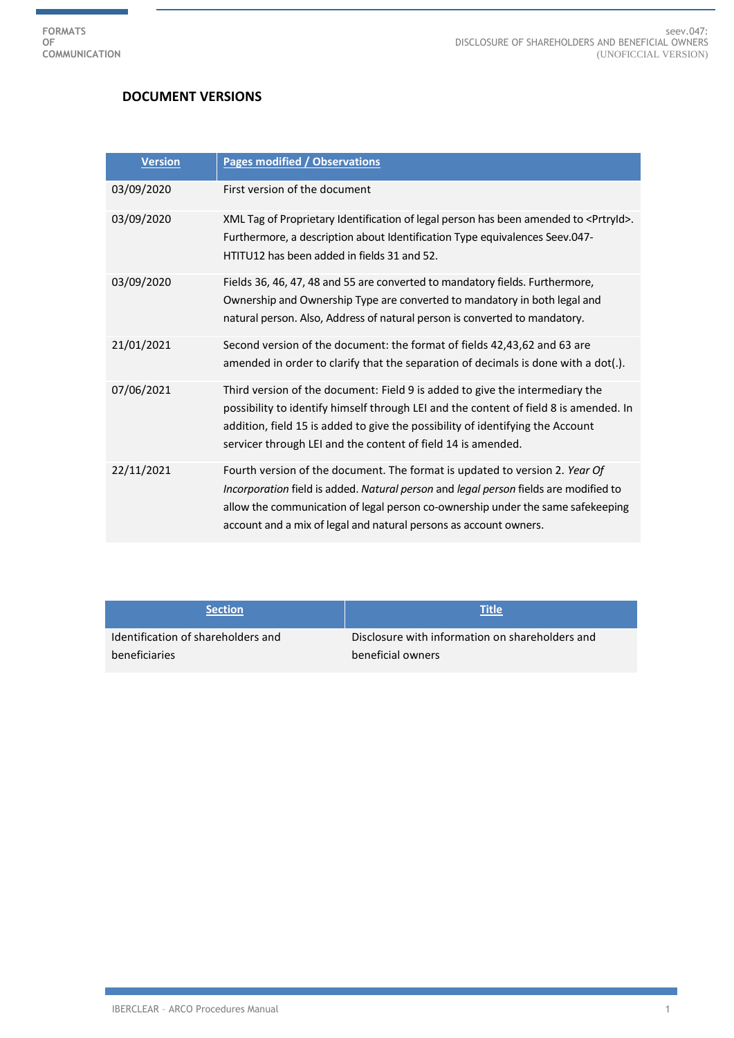## DOCUMENT VERSIONS

| Version | Pages modified / Observations |
|---|---|
| 03/09/2020 | First version of the document |
| 03/09/2020 | XML Tag of Proprietary Identification of legal person has been amended to <PrtryId>. Furthermore, a description about Identification Type equivalences Seev.047-HTITU12 has been added in fields 31 and 52. |
| 03/09/2020 | Fields 36, 46, 47, 48 and 55 are converted to mandatory fields. Furthermore, Ownership and Ownership Type are converted to mandatory in both legal and natural person. Also, Address of natural person is converted to mandatory. |
| 21/01/2021 | Second version of the document: the format of fields 42,43,62 and 63 are amended in order to clarify that the separation of decimals is done with a dot(.). |
| 07/06/2021 | Third version of the document: Field 9 is added to give the intermediary the possibility to identify himself through LEI and the content of field 8 is amended. In addition, field 15 is added to give the possibility of identifying the Account servicer through LEI and the content of field 14 is amended. |
| 22/11/2021 | Fourth version of the document. The format is updated to version 2. *Year Of Incorporation* field is added. *Natural person* and *legal person* fields are modified to allow the communication of legal person co-ownership under the same safekeeping account and a mix of legal and natural persons as account owners. |

| Section | Title |
|---|---|
| Identification of shareholders and beneficiaries | Disclosure with information on shareholders and beneficial owners |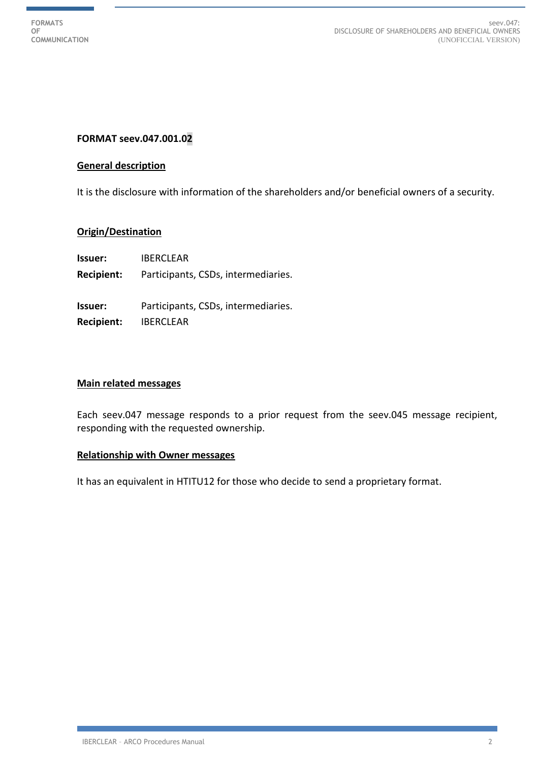**FORMAT seev.047.001.02**

## General description

It is the disclosure with information of the shareholders and/or beneficial owners of a security.

## Origin/Destination

**Issuer:** IBERCLEAR

**Recipient:** Participants, CSDs, intermediaries.

**Issuer:** Participants, CSDs, intermediaries.

**Recipient:** IBERCLEAR

## Main related messages

Each seev.047 message responds to a prior request from the seev.045 message recipient, responding with the requested ownership.

## Relationship with Owner messages

It has an equivalent in HTITU12 for those who decide to send a proprietary format.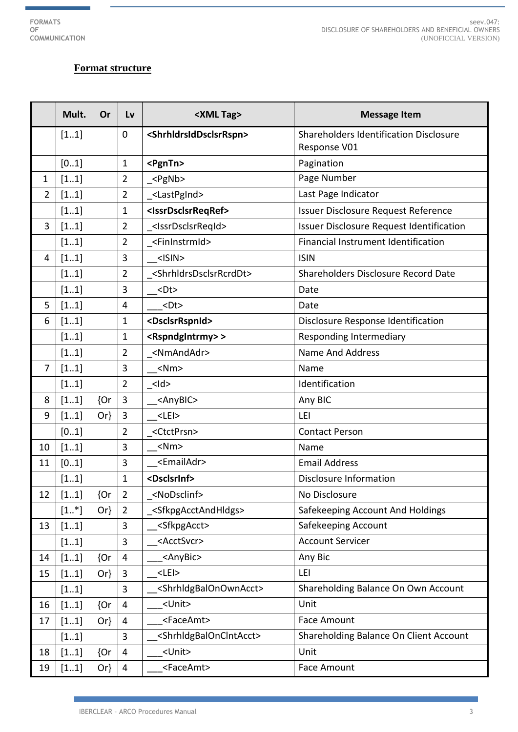**Format structure**

| | Mult. | Or | Lv | <XML Tag> | Message Item |
|---|---|---|---|---|---|
| | [1..1] | | 0 | **<ShrhldrsIdDsclsrRspn>** | Shareholders Identification Disclosure Response V01 |
| | [0..1] | | 1 | **<PgnTn>** | Pagination |
| 1 | [1..1] | | 2 | _<PgNb> | Page Number |
| 2 | [1..1] | | 2 | _<LastPgInd> | Last Page Indicator |
| | [1..1] | | 1 | **<IssrDsclsrReqRef>** | Issuer Disclosure Request Reference |
| 3 | [1..1] | | 2 | _<IssrDsclsrReqId> | Issuer Disclosure Request Identification |
| | [1..1] | | 2 | _<FinInstrmId> | Financial Instrument Identification |
| 4 | [1..1] | | 3 | __<ISIN> | ISIN |
| | [1..1] | | 2 | _<ShrhldrsDsclsrRcrdDt> | Shareholders Disclosure Record Date |
| | [1..1] | | 3 | __<Dt> | Date |
| 5 | [1..1] | | 4 | ___<Dt> | Date |
| 6 | [1..1] | | 1 | **<DsclsrRspnId>** | Disclosure Response Identification |
| | [1..1] | | 1 | **<RspndgIntrmy> >** | Responding Intermediary |
| | [1..1] | | 2 | _<NmAndAdr> | Name And Address |
| 7 | [1..1] | | 3 | __<Nm> | Name |
| | [1..1] | | 2 | _<Id> | Identification |
| 8 | [1..1] | {Or | 3 | __<AnyBIC> | Any BIC |
| 9 | [1..1] | Or} | 3 | __<LEI> | LEI |
| | [0..1] | | 2 | _<CtctPrsn> | Contact Person |
| 10 | [1..1] | | 3 | __<Nm> | Name |
| 11 | [0..1] | | 3 | __<EmailAdr> | Email Address |
| | [1..1] | | 1 | **<DsclsrInf>** | Disclosure Information |
| 12 | [1..1] | {Or | 2 | _<NoDsclinf> | No Disclosure |
| | [1..*] | Or} | 2 | _<SfkpgAcctAndHldgs> | Safekeeping Account And Holdings |
| 13 | [1..1] | | 3 | __<SfkpgAcct> | Safekeeping Account |
| | [1..1] | | 3 | __<AcctSvcr> | Account Servicer |
| 14 | [1..1] | {Or | 4 | ___<AnyBic> | Any Bic |
| 15 | [1..1] | Or} | 3 | __<LEI> | LEI |
| | [1..1] | | 3 | __<ShrhldgBalOnOwnAcct> | Shareholding Balance On Own Account |
| 16 | [1..1] | {Or | 4 | ___<Unit> | Unit |
| 17 | [1..1] | Or} | 4 | ___<FaceAmt> | Face Amount |
| | [1..1] | | 3 | __<ShrhldgBalOnClntAcct> | Shareholding Balance On Client Account |
| 18 | [1..1] | {Or | 4 | ___<Unit> | Unit |
| 19 | [1..1] | Or} | 4 | ___<FaceAmt> | Face Amount |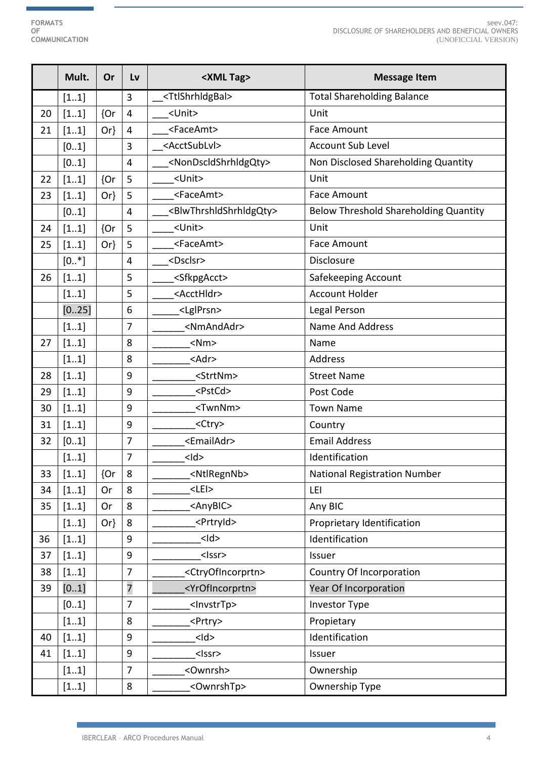| | Mult. | Or | Lv | <XML Tag> | Message Item |
|---|---|---|---|---|---|
| | [1..1] | | 3 | __<TtlShrhldgBal> | Total Shareholding Balance |
| 20 | [1..1] | {Or | 4 | ___<Unit> | Unit |
| 21 | [1..1] | Or} | 4 | ___<FaceAmt> | Face Amount |
| | [0..1] | | 3 | __<AcctSubLvl> | Account Sub Level |
| | [0..1] | | 4 | ___<NonDscldShrhldgQty> | Non Disclosed Shareholding Quantity |
| 22 | [1..1] | {Or | 5 | ____<Unit> | Unit |
| 23 | [1..1] | Or} | 5 | ____<FaceAmt> | Face Amount |
| | [0..1] | | 4 | ___<BlwThrshldShrhldgQty> | Below Threshold Shareholding Quantity |
| 24 | [1..1] | {Or | 5 | ____<Unit> | Unit |
| 25 | [1..1] | Or} | 5 | ____<FaceAmt> | Face Amount |
| | [0..*] | | 4 | ___<Dsclsr> | Disclosure |
| 26 | [1..1] | | 5 | ____<SfkpgAcct> | Safekeeping Account |
| | [1..1] | | 5 | ____<AcctHldr> | Account Holder |
| | [0..25] | | 6 | _____<LglPrsn> | Legal Person |
| | [1..1] | | 7 | ______<NmAndAdr> | Name And Address |
| 27 | [1..1] | | 8 | _______<Nm> | Name |
| | [1..1] | | 8 | _______<Adr> | Address |
| 28 | [1..1] | | 9 | ________<StrtNm> | Street Name |
| 29 | [1..1] | | 9 | ________<PstCd> | Post Code |
| 30 | [1..1] | | 9 | ________<TwnNm> | Town Name |
| 31 | [1..1] | | 9 | ________<Ctry> | Country |
| 32 | [0..1] | | 7 | ______<EmailAdr> | Email Address |
| | [1..1] | | 7 | ______<Id> | Identification |
| 33 | [1..1] | {Or | 8 | _______<NtlRegnNb> | National Registration Number |
| 34 | [1..1] | Or | 8 | _______<LEI> | LEI |
| 35 | [1..1] | Or | 8 | _______<AnyBIC> | Any BIC |
| | [1..1] | Or} | 8 | ________<PrtryId> | Proprietary Identification |
| 36 | [1..1] | | 9 | _________<Id> | Identification |
| 37 | [1..1] | | 9 | _________<Issr> | Issuer |
| 38 | [1..1] | | 7 | ______<CtryOfIncorprtn> | Country Of Incorporation |
| 39 | [0..1] | | 7 | ______<YrOfIncorprtn> | Year Of Incorporation |
| | [0..1] | | 7 | _______<InvstrTp> | Investor Type |
| | [1..1] | | 8 | _______<Prtry> | Propietary |
| 40 | [1..1] | | 9 | ________<Id> | Identification |
| 41 | [1..1] | | 9 | ________<Issr> | Issuer |
| | [1..1] | | 7 | ______<Ownrsh> | Ownership |
| | [1..1] | | 8 | _______<OwnrshTp> | Ownership Type |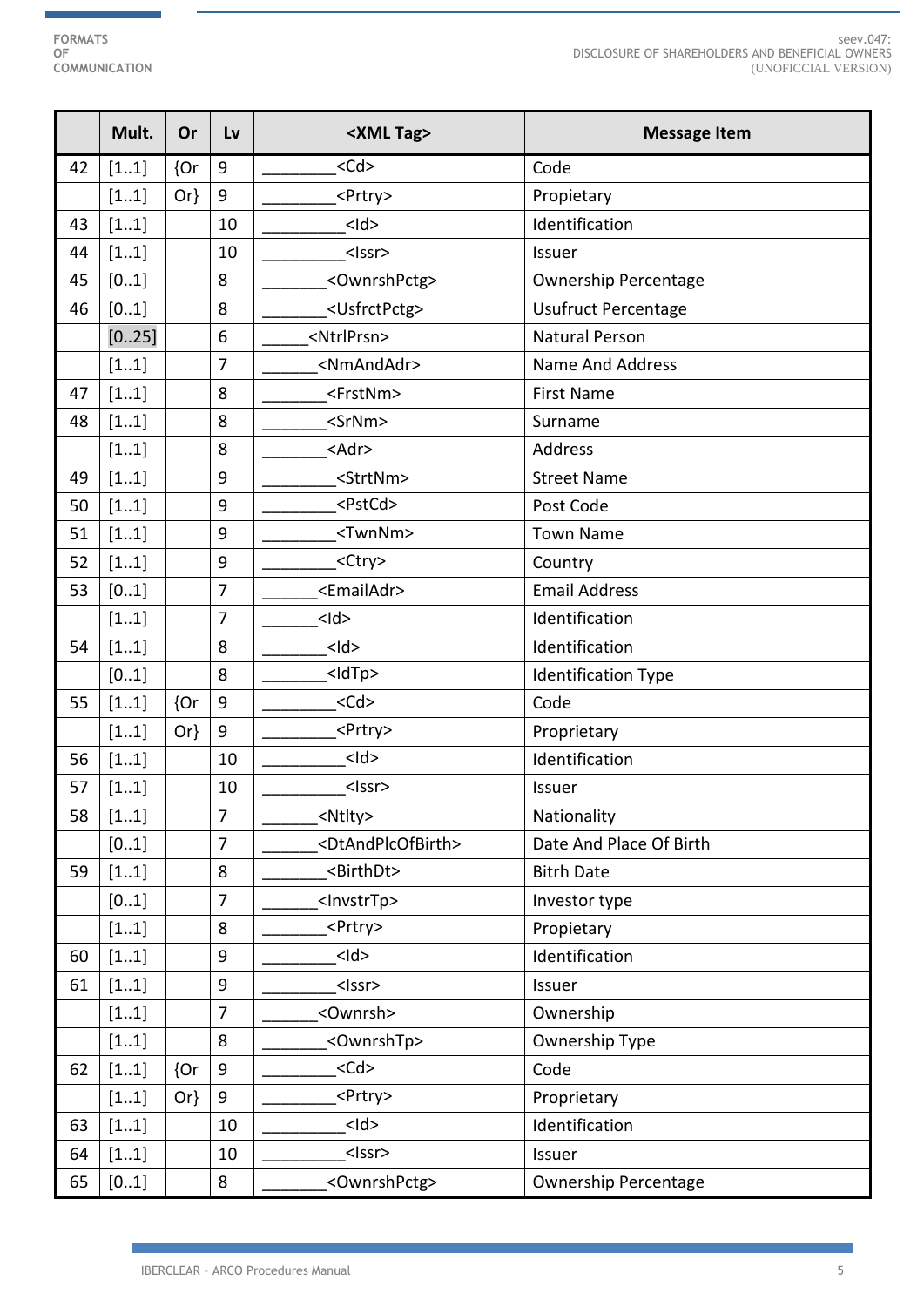|  | Mult. | Or | Lv | <XML Tag> | Message Item |
|---|---|---|---|---|---|
| 42 | [1..1] | {Or | 9 | ________<Cd> | Code |
|  | [1..1] | Or} | 9 | ________<Prtry> | Propietary |
| 43 | [1..1] |  | 10 | _________<Id> | Identification |
| 44 | [1..1] |  | 10 | _________<Issr> | Issuer |
| 45 | [0..1] |  | 8 | _______<OwnrshPctg> | Ownership Percentage |
| 46 | [0..1] |  | 8 | _______<UsfrctPctg> | Usufruct Percentage |
|  | [0..25] |  | 6 | _____<NtrlPrsn> | Natural Person |
|  | [1..1] |  | 7 | ______<NmAndAdr> | Name And Address |
| 47 | [1..1] |  | 8 | _______<FrstNm> | First Name |
| 48 | [1..1] |  | 8 | _______<SrNm> | Surname |
|  | [1..1] |  | 8 | _______<Adr> | Address |
| 49 | [1..1] |  | 9 | ________<StrtNm> | Street Name |
| 50 | [1..1] |  | 9 | ________<PstCd> | Post Code |
| 51 | [1..1] |  | 9 | ________<TwnNm> | Town Name |
| 52 | [1..1] |  | 9 | ________<Ctry> | Country |
| 53 | [0..1] |  | 7 | ______<EmailAdr> | Email Address |
|  | [1..1] |  | 7 | ______<Id> | Identification |
| 54 | [1..1] |  | 8 | _______<Id> | Identification |
|  | [0..1] |  | 8 | _______<IdTp> | Identification Type |
| 55 | [1..1] | {Or | 9 | ________<Cd> | Code |
|  | [1..1] | Or} | 9 | ________<Prtry> | Proprietary |
| 56 | [1..1] |  | 10 | _________<Id> | Identification |
| 57 | [1..1] |  | 10 | _________<Issr> | Issuer |
| 58 | [1..1] |  | 7 | ______<Ntlty> | Nationality |
|  | [0..1] |  | 7 | ______<DtAndPlcOfBirth> | Date And Place Of Birth |
| 59 | [1..1] |  | 8 | _______<BirthDt> | Bitrh Date |
|  | [0..1] |  | 7 | ______<InvstrTp> | Investor type |
|  | [1..1] |  | 8 | _______<Prtry> | Propietary |
| 60 | [1..1] |  | 9 | ________<Id> | Identification |
| 61 | [1..1] |  | 9 | ________<Issr> | Issuer |
|  | [1..1] |  | 7 | ______<Ownrsh> | Ownership |
|  | [1..1] |  | 8 | _______<OwnrshTp> | Ownership Type |
| 62 | [1..1] | {Or | 9 | ________<Cd> | Code |
|  | [1..1] | Or} | 9 | ________<Prtry> | Proprietary |
| 63 | [1..1] |  | 10 | _________<Id> | Identification |
| 64 | [1..1] |  | 10 | _________<Issr> | Issuer |
| 65 | [0..1] |  | 8 | _______<OwnrshPctg> | Ownership Percentage |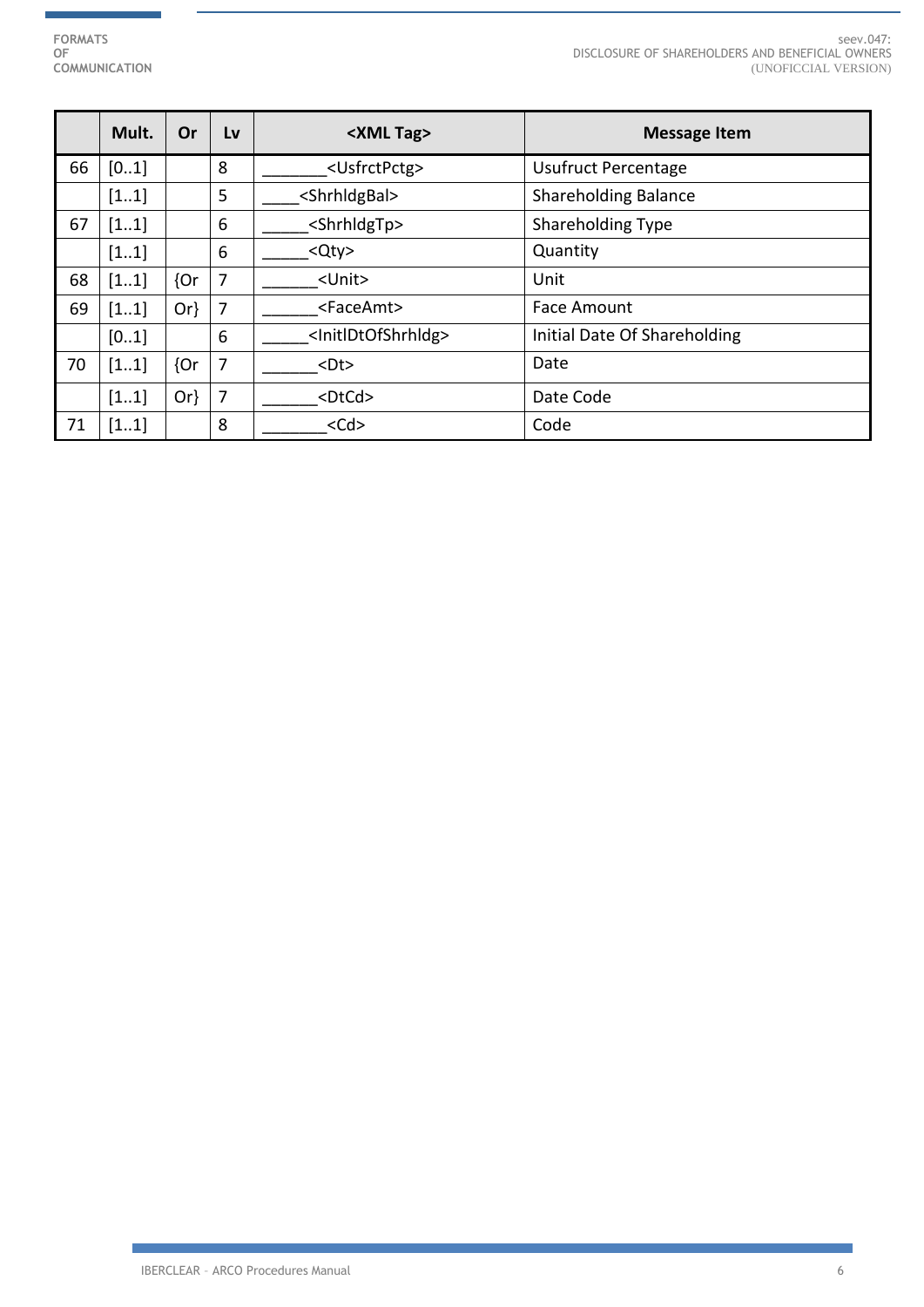|  | Mult. | Or | Lv | <XML Tag> | Message Item |
|---|---|---|---|---|---|
| 66 | [0..1] |  | 8 | _______<UsfrctPctg> | Usufruct Percentage |
|  | [1..1] |  | 5 | ____<ShrhldgBal> | Shareholding Balance |
| 67 | [1..1] |  | 6 | _____<ShrhldgTp> | Shareholding Type |
|  | [1..1] |  | 6 | _____<Qty> | Quantity |
| 68 | [1..1] | {Or | 7 | ______<Unit> | Unit |
| 69 | [1..1] | Or} | 7 | ______<FaceAmt> | Face Amount |
|  | [0..1] |  | 6 | _____<InitlDtOfShrhldg> | Initial Date Of Shareholding |
| 70 | [1..1] | {Or | 7 | ______<Dt> | Date |
|  | [1..1] | Or} | 7 | ______<DtCd> | Date Code |
| 71 | [1..1] |  | 8 | _______<Cd> | Code |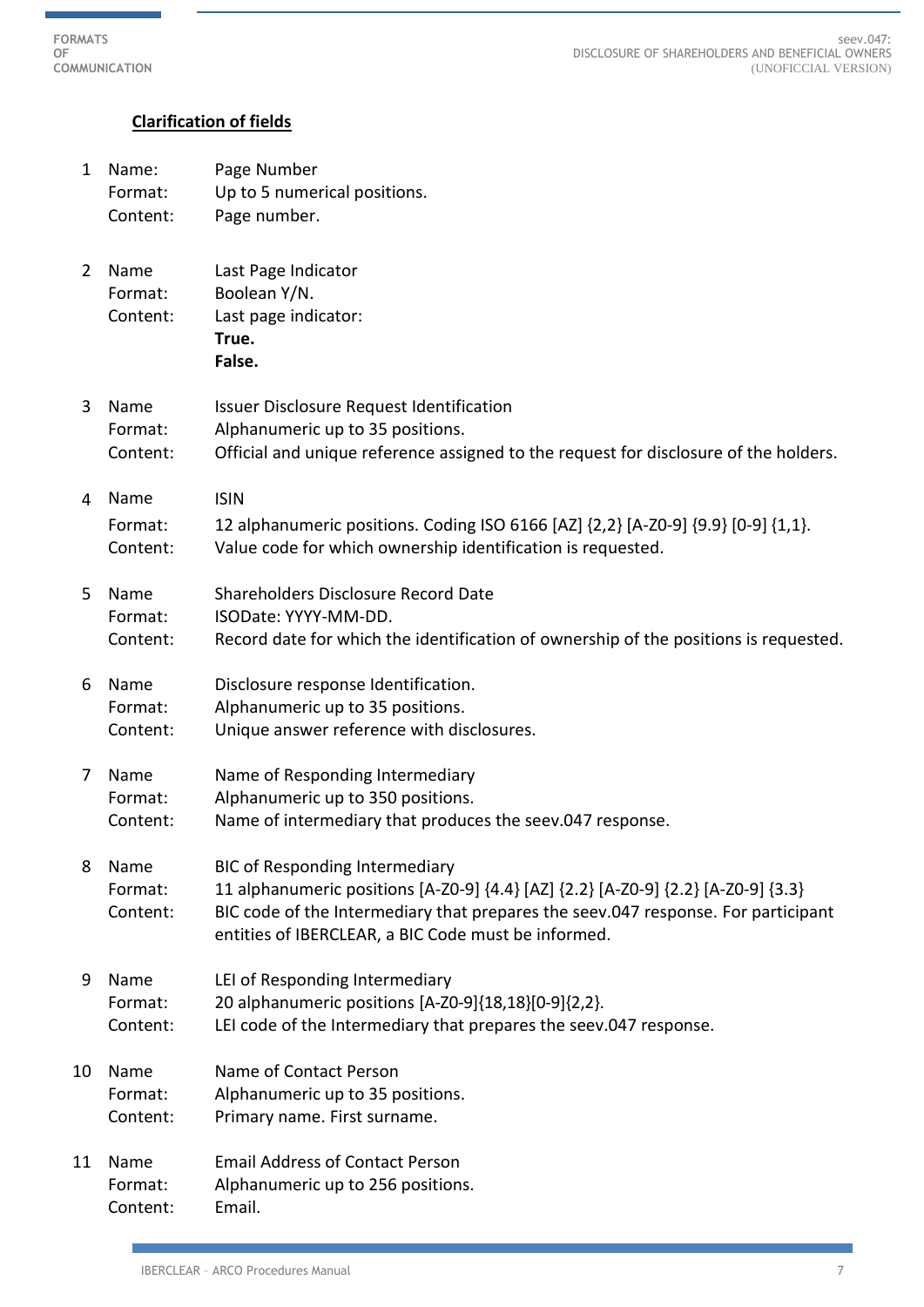**Clarification of fields**

1 Name: Page Number
Format: Up to 5 numerical positions.
Content: Page number.

2 Name Last Page Indicator
Format: Boolean Y/N.
Content: Last page indicator:
**True.**
**False.**

3 Name Issuer Disclosure Request Identification
Format: Alphanumeric up to 35 positions.
Content: Official and unique reference assigned to the request for disclosure of the holders.

4 Name ISIN
Format: 12 alphanumeric positions. Coding ISO 6166 [AZ] {2,2} [A-Z0-9] {9.9} [0-9] {1,1}.
Content: Value code for which ownership identification is requested.

5 Name Shareholders Disclosure Record Date
Format: ISODate: YYYY-MM-DD.
Content: Record date for which the identification of ownership of the positions is requested.

6 Name Disclosure response Identification.
Format: Alphanumeric up to 35 positions.
Content: Unique answer reference with disclosures.

7 Name Name of Responding Intermediary
Format: Alphanumeric up to 350 positions.
Content: Name of intermediary that produces the seev.047 response.

8 Name BIC of Responding Intermediary
Format: 11 alphanumeric positions [A-Z0-9] {4.4} [AZ] {2.2} [A-Z0-9] {2.2} [A-Z0-9] {3.3}
Content: BIC code of the Intermediary that prepares the seev.047 response. For participant entities of IBERCLEAR, a BIC Code must be informed.

9 Name LEI of Responding Intermediary
Format: 20 alphanumeric positions [A-Z0-9]{18,18}[0-9]{2,2}.
Content: LEI code of the Intermediary that prepares the seev.047 response.

10 Name Name of Contact Person
Format: Alphanumeric up to 35 positions.
Content: Primary name. First surname.

11 Name Email Address of Contact Person
Format: Alphanumeric up to 256 positions.
Content: Email.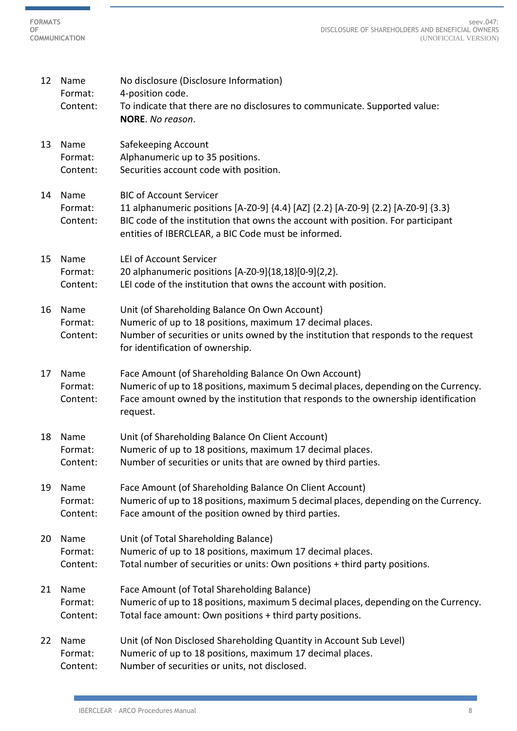12 Name No disclosure (Disclosure Information)
Format: 4-position code.
Content: To indicate that there are no disclosures to communicate. Supported value: **NORE**. *No reason*.

13 Name Safekeeping Account
Format: Alphanumeric up to 35 positions.
Content: Securities account code with position.

14 Name BIC of Account Servicer
Format: 11 alphanumeric positions [A-Z0-9] {4.4} [AZ] {2.2} [A-Z0-9] {2.2} [A-Z0-9] {3.3}
Content: BIC code of the institution that owns the account with position. For participant entities of IBERCLEAR, a BIC Code must be informed.

15 Name LEI of Account Servicer
Format: 20 alphanumeric positions [A-Z0-9]{18,18}[0-9]{2,2}.
Content: LEI code of the institution that owns the account with position.

16 Name Unit (of Shareholding Balance On Own Account)
Format: Numeric of up to 18 positions, maximum 17 decimal places.
Content: Number of securities or units owned by the institution that responds to the request for identification of ownership.

17 Name Face Amount (of Shareholding Balance On Own Account)
Format: Numeric of up to 18 positions, maximum 5 decimal places, depending on the Currency.
Content: Face amount owned by the institution that responds to the ownership identification request.

18 Name Unit (of Shareholding Balance On Client Account)
Format: Numeric of up to 18 positions, maximum 17 decimal places.
Content: Number of securities or units that are owned by third parties.

19 Name Face Amount (of Shareholding Balance On Client Account)
Format: Numeric of up to 18 positions, maximum 5 decimal places, depending on the Currency.
Content: Face amount of the position owned by third parties.

20 Name Unit (of Total Shareholding Balance)
Format: Numeric of up to 18 positions, maximum 17 decimal places.
Content: Total number of securities or units: Own positions + third party positions.

21 Name Face Amount (of Total Shareholding Balance)
Format: Numeric of up to 18 positions, maximum 5 decimal places, depending on the Currency.
Content: Total face amount: Own positions + third party positions.

22 Name Unit (of Non Disclosed Shareholding Quantity in Account Sub Level)
Format: Numeric of up to 18 positions, maximum 17 decimal places.
Content: Number of securities or units, not disclosed.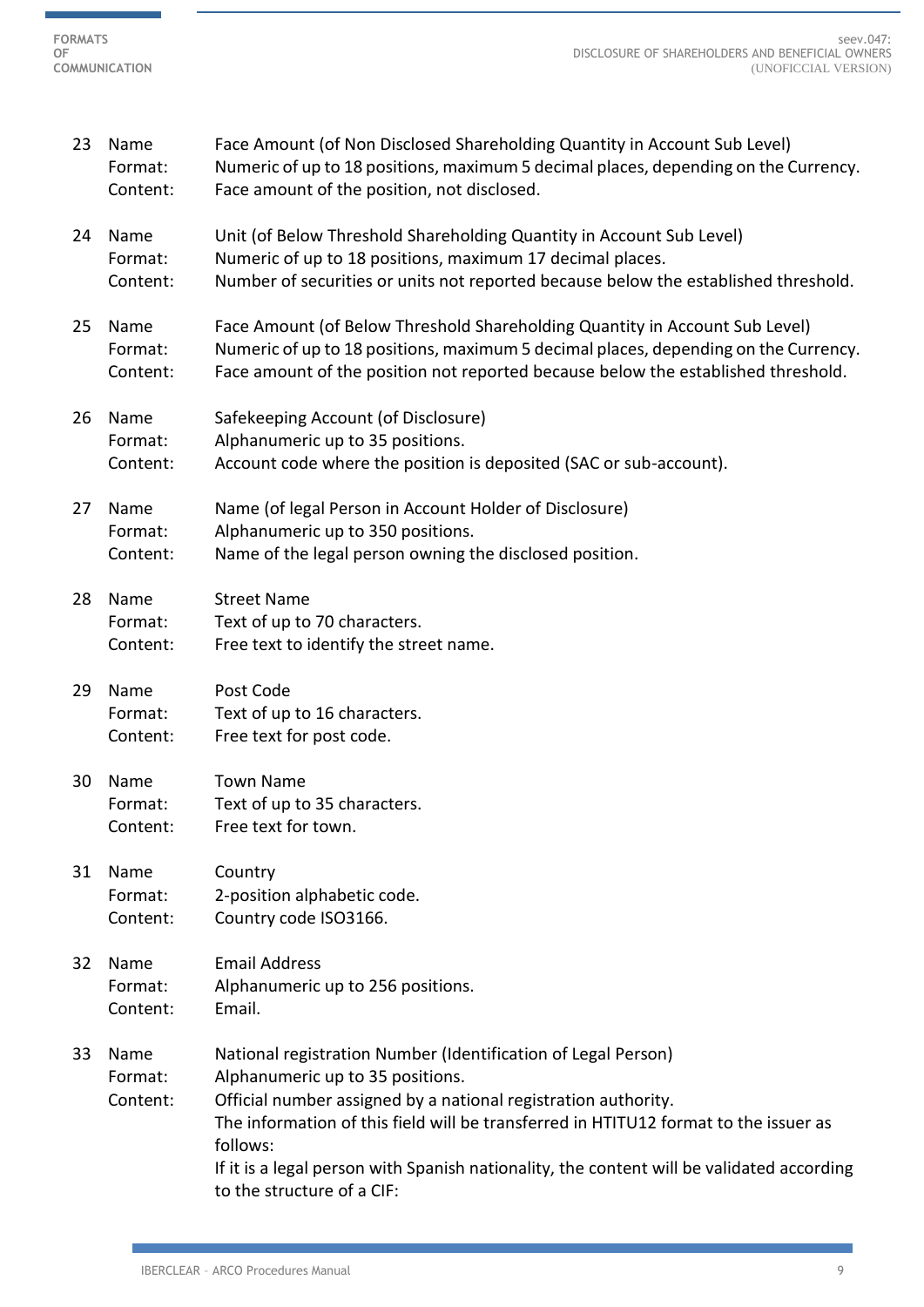| | | |
|---|---|---|
| 23 | Name | Face Amount (of Non Disclosed Shareholding Quantity in Account Sub Level) |
| | Format: | Numeric of up to 18 positions, maximum 5 decimal places, depending on the Currency. |
| | Content: | Face amount of the position, not disclosed. |
| 24 | Name | Unit (of Below Threshold Shareholding Quantity in Account Sub Level) |
| | Format: | Numeric of up to 18 positions, maximum 17 decimal places. |
| | Content: | Number of securities or units not reported because below the established threshold. |
| 25 | Name | Face Amount (of Below Threshold Shareholding Quantity in Account Sub Level) |
| | Format: | Numeric of up to 18 positions, maximum 5 decimal places, depending on the Currency. |
| | Content: | Face amount of the position not reported because below the established threshold. |
| 26 | Name | Safekeeping Account (of Disclosure) |
| | Format: | Alphanumeric up to 35 positions. |
| | Content: | Account code where the position is deposited (SAC or sub-account). |
| 27 | Name | Name (of legal Person in Account Holder of Disclosure) |
| | Format: | Alphanumeric up to 350 positions. |
| | Content: | Name of the legal person owning the disclosed position. |
| 28 | Name | Street Name |
| | Format: | Text of up to 70 characters. |
| | Content: | Free text to identify the street name. |
| 29 | Name | Post Code |
| | Format: | Text of up to 16 characters. |
| | Content: | Free text for post code. |
| 30 | Name | Town Name |
| | Format: | Text of up to 35 characters. |
| | Content: | Free text for town. |
| 31 | Name | Country |
| | Format: | 2-position alphabetic code. |
| | Content: | Country code ISO3166. |
| 32 | Name | Email Address |
| | Format: | Alphanumeric up to 256 positions. |
| | Content: | Email. |
| 33 | Name | National registration Number (Identification of Legal Person) |
| | Format: | Alphanumeric up to 35 positions. |
| | Content: | Official number assigned by a national registration authority. The information of this field will be transferred in HTITU12 format to the issuer as follows: If it is a legal person with Spanish nationality, the content will be validated according to the structure of a CIF: |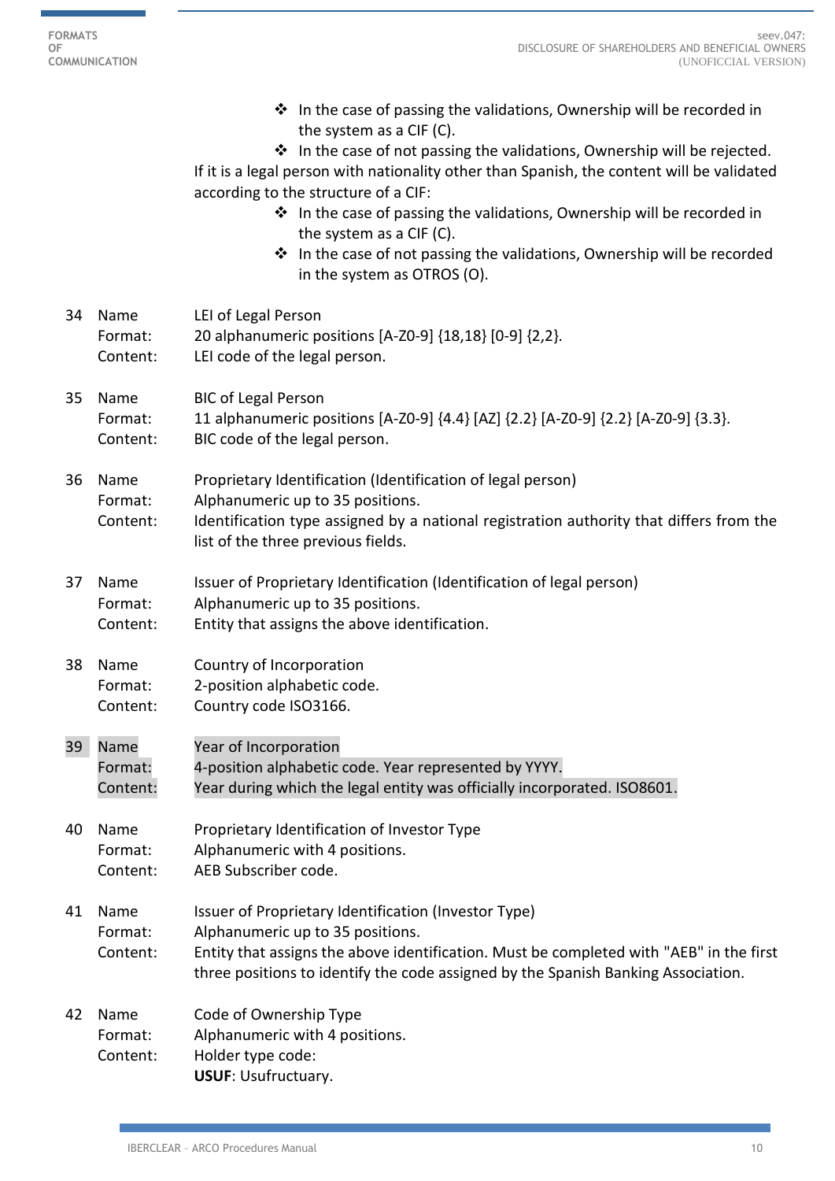- ❖ In the case of passing the validations, Ownership will be recorded in the system as a CIF (C).
- ❖ In the case of not passing the validations, Ownership will be rejected.

If it is a legal person with nationality other than Spanish, the content will be validated according to the structure of a CIF:

- ❖ In the case of passing the validations, Ownership will be recorded in the system as a CIF (C).
- ❖ In the case of not passing the validations, Ownership will be recorded in the system as OTROS (O).

| | | |
|---|---|---|
| 34 | Name | LEI of Legal Person |
| | Format: | 20 alphanumeric positions [A-Z0-9] {18,18} [0-9] {2,2}. |
| | Content: | LEI code of the legal person. |
| 35 | Name | BIC of Legal Person |
| | Format: | 11 alphanumeric positions [A-Z0-9] {4.4} [AZ] {2.2} [A-Z0-9] {2.2} [A-Z0-9] {3.3}. |
| | Content: | BIC code of the legal person. |
| 36 | Name | Proprietary Identification (Identification of legal person) |
| | Format: | Alphanumeric up to 35 positions. |
| | Content: | Identification type assigned by a national registration authority that differs from the list of the three previous fields. |
| 37 | Name | Issuer of Proprietary Identification (Identification of legal person) |
| | Format: | Alphanumeric up to 35 positions. |
| | Content: | Entity that assigns the above identification. |
| 38 | Name | Country of Incorporation |
| | Format: | 2-position alphabetic code. |
| | Content: | Country code ISO3166. |
| 39 | Name | Year of Incorporation |
| | Format: | 4-position alphabetic code. Year represented by YYYY. |
| | Content: | Year during which the legal entity was officially incorporated. ISO8601. |
| 40 | Name | Proprietary Identification of Investor Type |
| | Format: | Alphanumeric with 4 positions. |
| | Content: | AEB Subscriber code. |
| 41 | Name | Issuer of Proprietary Identification (Investor Type) |
| | Format: | Alphanumeric up to 35 positions. |
| | Content: | Entity that assigns the above identification. Must be completed with "AEB" in the first three positions to identify the code assigned by the Spanish Banking Association. |
| 42 | Name | Code of Ownership Type |
| | Format: | Alphanumeric with 4 positions. |
| | Content: | Holder type code:<br>**USUF**: Usufructuary. |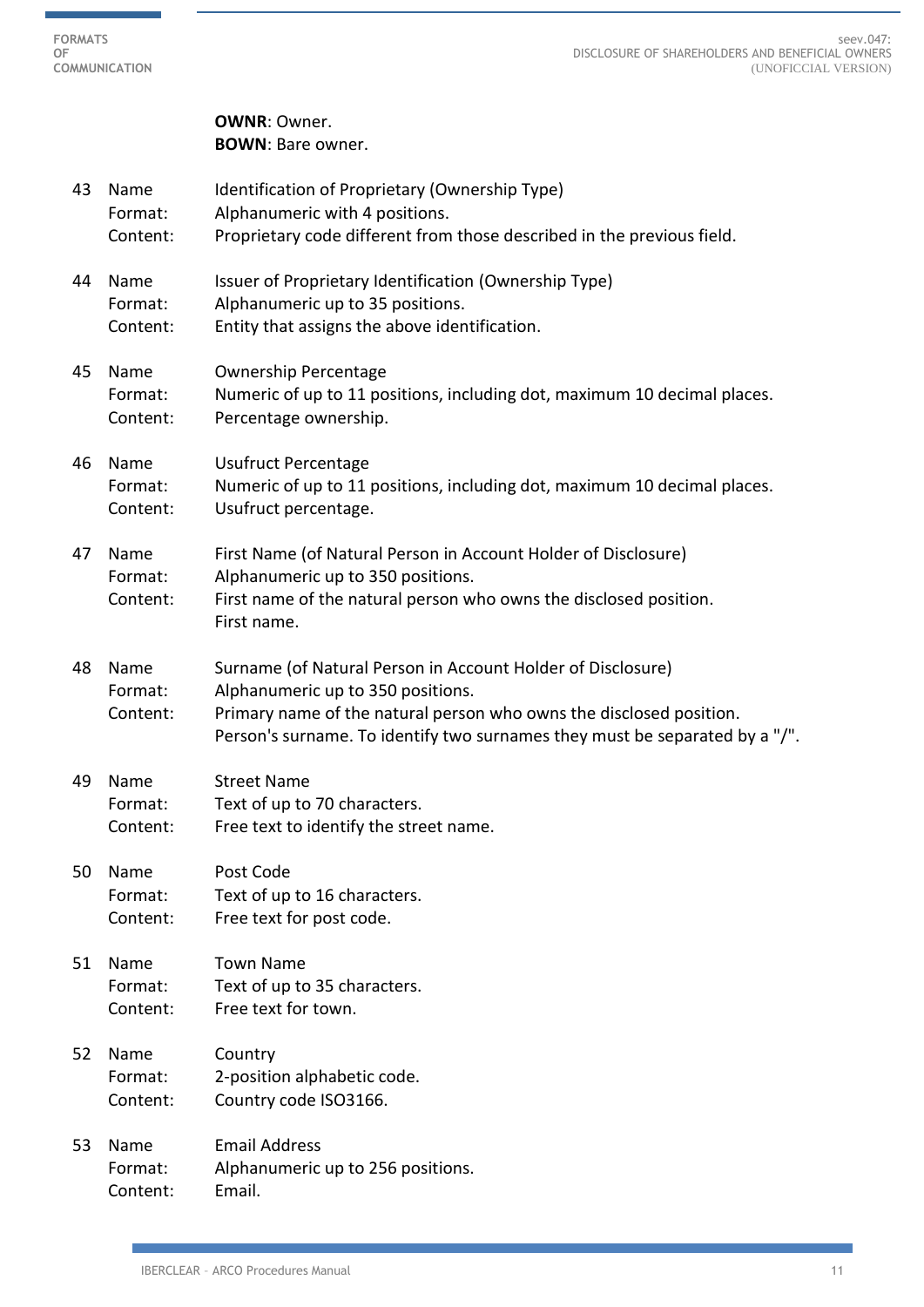**OWNR**: Owner.
**BOWN**: Bare owner.

43 Name Identification of Proprietary (Ownership Type)
Format: Alphanumeric with 4 positions.
Content: Proprietary code different from those described in the previous field.

44 Name Issuer of Proprietary Identification (Ownership Type)
Format: Alphanumeric up to 35 positions.
Content: Entity that assigns the above identification.

45 Name Ownership Percentage
Format: Numeric of up to 11 positions, including dot, maximum 10 decimal places.
Content: Percentage ownership.

46 Name Usufruct Percentage
Format: Numeric of up to 11 positions, including dot, maximum 10 decimal places.
Content: Usufruct percentage.

47 Name First Name (of Natural Person in Account Holder of Disclosure)
Format: Alphanumeric up to 350 positions.
Content: First name of the natural person who owns the disclosed position.
First name.

48 Name Surname (of Natural Person in Account Holder of Disclosure)
Format: Alphanumeric up to 350 positions.
Content: Primary name of the natural person who owns the disclosed position.
Person's surname. To identify two surnames they must be separated by a "/".

49 Name Street Name
Format: Text of up to 70 characters.
Content: Free text to identify the street name.

50 Name Post Code
Format: Text of up to 16 characters.
Content: Free text for post code.

51 Name Town Name
Format: Text of up to 35 characters.
Content: Free text for town.

52 Name Country
Format: 2-position alphabetic code.
Content: Country code ISO3166.

53 Name Email Address
Format: Alphanumeric up to 256 positions.
Content: Email.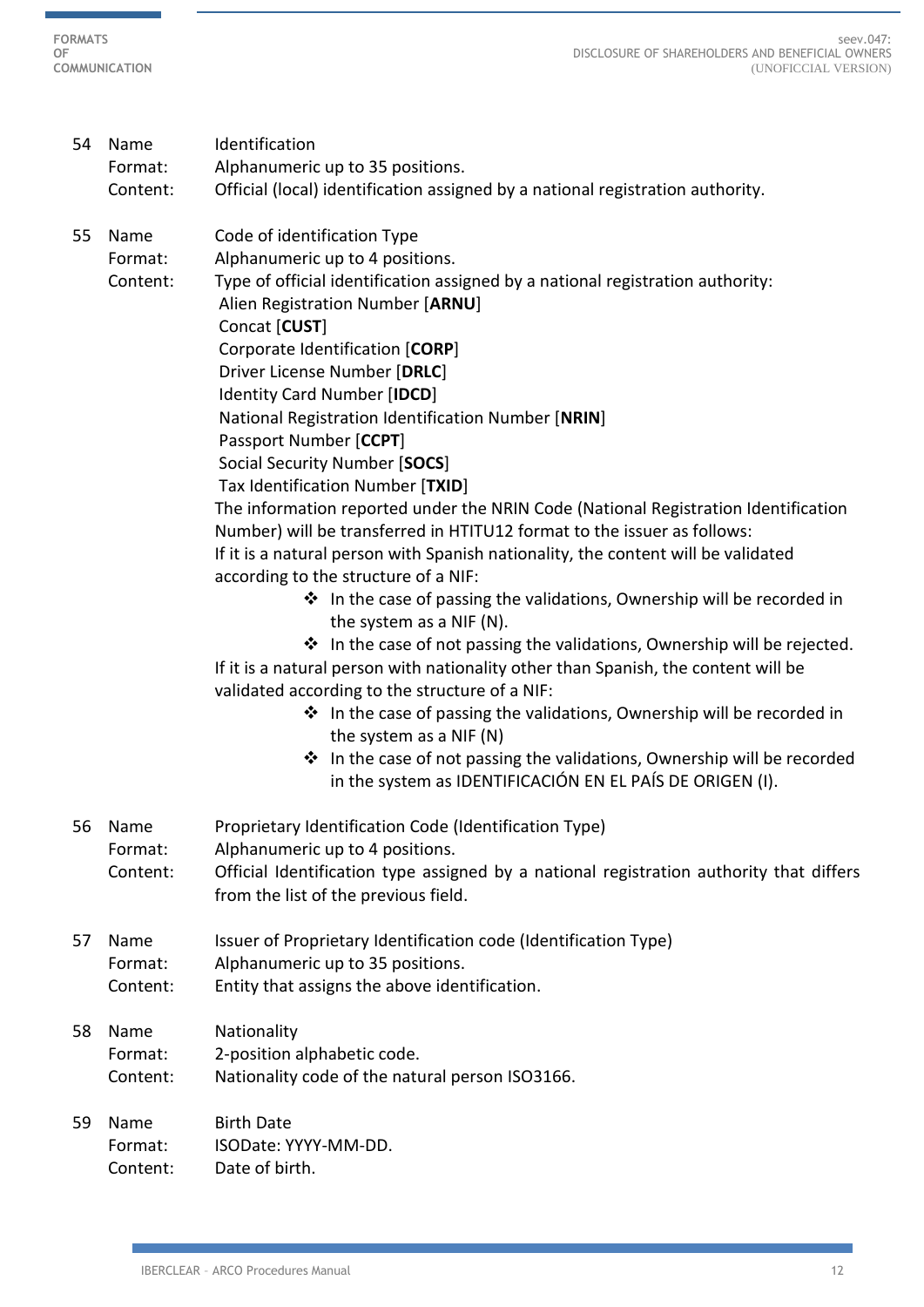54 Name Identification
Format: Alphanumeric up to 35 positions.
Content: Official (local) identification assigned by a national registration authority.

55 Name Code of identification Type
Format: Alphanumeric up to 4 positions.
Content: Type of official identification assigned by a national registration authority:

Alien Registration Number [**ARNU**]
Concat [**CUST**]
Corporate Identification [**CORP**]
Driver License Number [**DRLC**]
Identity Card Number [**IDCD**]
National Registration Identification Number [**NRIN**]
Passport Number [**CCPT**]
Social Security Number [**SOCS**]
Tax Identification Number [**TXID**]

The information reported under the NRIN Code (National Registration Identification Number) will be transferred in HTITU12 format to the issuer as follows:

If it is a natural person with Spanish nationality, the content will be validated according to the structure of a NIF:

- In the case of passing the validations, Ownership will be recorded in the system as a NIF (N).
- In the case of not passing the validations, Ownership will be rejected.

If it is a natural person with nationality other than Spanish, the content will be validated according to the structure of a NIF:

- In the case of passing the validations, Ownership will be recorded in the system as a NIF (N)
- In the case of not passing the validations, Ownership will be recorded in the system as IDENTIFICACIÓN EN EL PAÍS DE ORIGEN (I).

56 Name Proprietary Identification Code (Identification Type)
Format: Alphanumeric up to 4 positions.
Content: Official Identification type assigned by a national registration authority that differs from the list of the previous field.

57 Name Issuer of Proprietary Identification code (Identification Type)
Format: Alphanumeric up to 35 positions.
Content: Entity that assigns the above identification.

58 Name Nationality
Format: 2-position alphabetic code.
Content: Nationality code of the natural person ISO3166.

59 Name Birth Date
Format: ISODate: YYYY-MM-DD.
Content: Date of birth.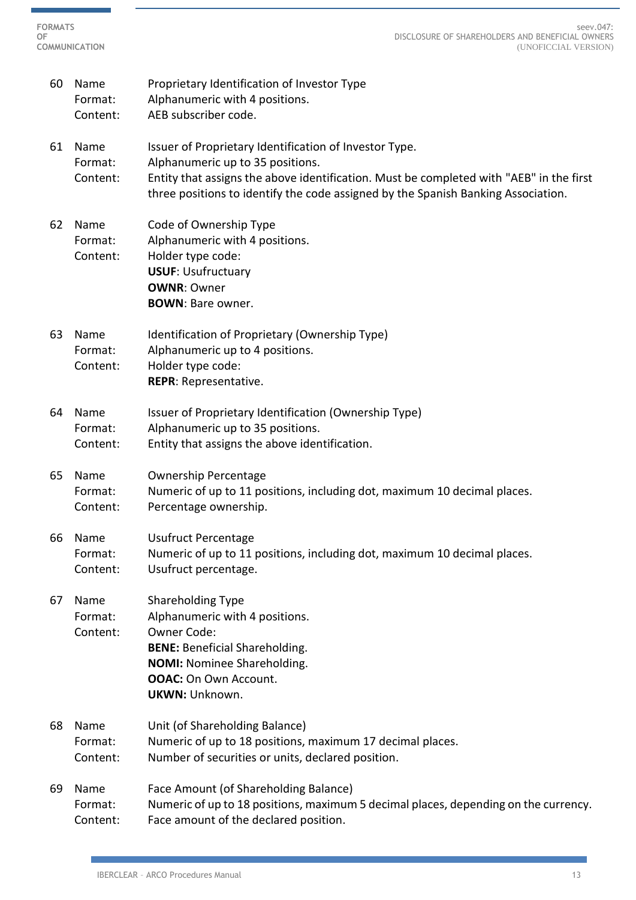60 Name Proprietary Identification of Investor Type
Format: Alphanumeric with 4 positions.
Content: AEB subscriber code.

61 Name Issuer of Proprietary Identification of Investor Type.
Format: Alphanumeric up to 35 positions.
Content: Entity that assigns the above identification. Must be completed with "AEB" in the first three positions to identify the code assigned by the Spanish Banking Association.

62 Name Code of Ownership Type
Format: Alphanumeric with 4 positions.
Content: Holder type code:
**USUF**: Usufructuary
**OWNR**: Owner
**BOWN**: Bare owner.

63 Name Identification of Proprietary (Ownership Type)
Format: Alphanumeric up to 4 positions.
Content: Holder type code:
**REPR**: Representative.

64 Name Issuer of Proprietary Identification (Ownership Type)
Format: Alphanumeric up to 35 positions.
Content: Entity that assigns the above identification.

65 Name Ownership Percentage
Format: Numeric of up to 11 positions, including dot, maximum 10 decimal places.
Content: Percentage ownership.

66 Name Usufruct Percentage
Format: Numeric of up to 11 positions, including dot, maximum 10 decimal places.
Content: Usufruct percentage.

67 Name Shareholding Type
Format: Alphanumeric with 4 positions.
Content: Owner Code:
**BENE:** Beneficial Shareholding.
**NOMI:** Nominee Shareholding.
**OOAC:** On Own Account.
**UKWN:** Unknown.

68 Name Unit (of Shareholding Balance)
Format: Numeric of up to 18 positions, maximum 17 decimal places.
Content: Number of securities or units, declared position.

69 Name Face Amount (of Shareholding Balance)
Format: Numeric of up to 18 positions, maximum 5 decimal places, depending on the currency.
Content: Face amount of the declared position.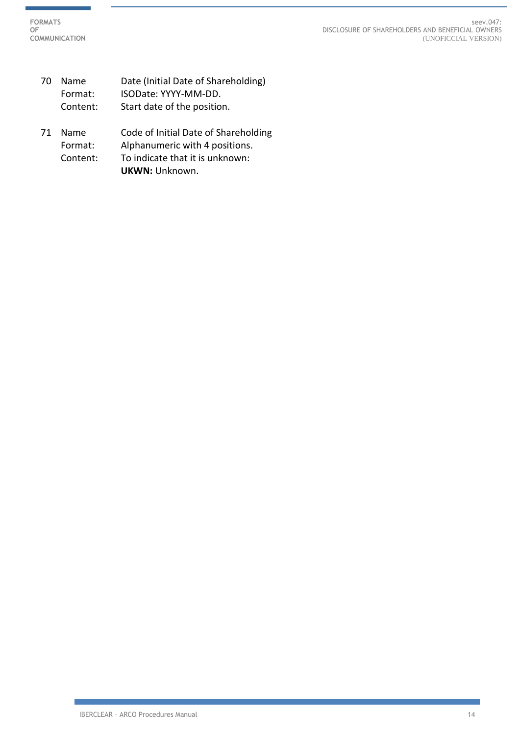70 Name Date (Initial Date of Shareholding)
Format: ISODate: YYYY-MM-DD.
Content: Start date of the position.

71 Name Code of Initial Date of Shareholding
Format: Alphanumeric with 4 positions.
Content: To indicate that it is unknown:
**UKWN:** Unknown.